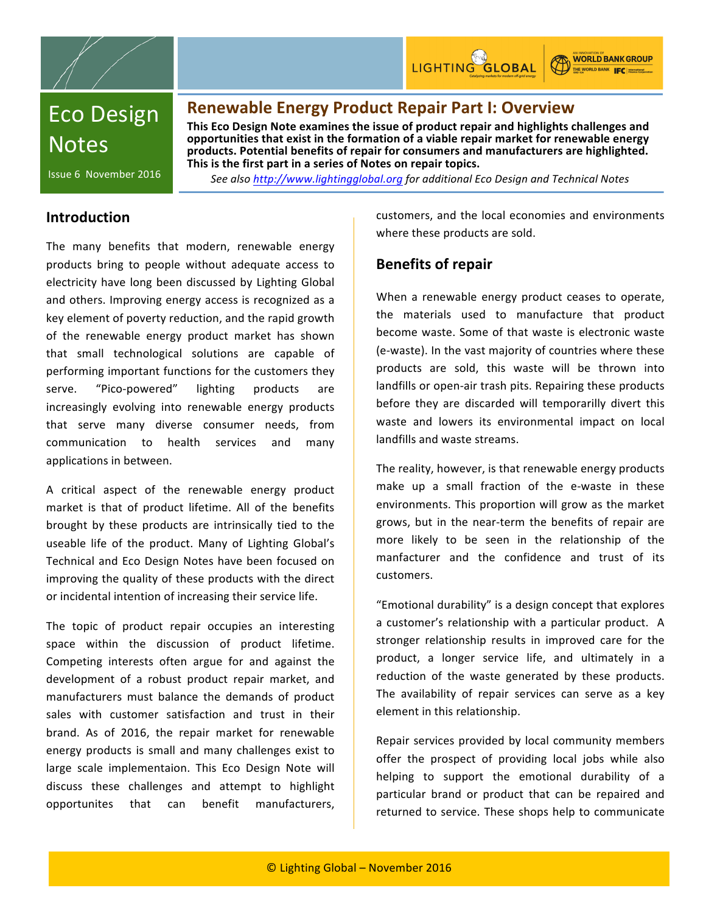# Eco Design Notes

Issue 6 November 2016

## Renewable Energy Product Repair Part I: Overview

**This Eco Design Note examines the issue of product repair and highlights challenges and opportunities that exist in the formation of a viable repair market for renewable energy products. Potential benefits of repair for consumers and manufacturers are highlighted. This is the first part in a series of Notes on repair topics.**

*See also http://www.lightingglobal.org for additional Eco Design and Technical Notes*

## Introduction

The many benefits that modern, renewable energy products bring to people without adequate access to electricity have long been discussed by Lighting Global and others. Improving energy access is recognized as a key element of poverty reduction, and the rapid growth of the renewable energy product market has shown that small technological solutions are capable of performing important functions for the customers they serve. "Pico-powered" lighting products are increasingly evolving into renewable energy products that serve many diverse consumer needs, from communication to health services and many applications in between.

A critical aspect of the renewable energy product market is that of product lifetime. All of the benefits brought by these products are intrinsically tied to the useable life of the product. Many of Lighting Global's Technical and Eco Design Notes have been focused on improving the quality of these products with the direct or incidental intention of increasing their service life.

The topic of product repair occupies an interesting space within the discussion of product lifetime. Competing interests often argue for and against the development of a robust product repair market, and manufacturers must balance the demands of product sales with customer satisfaction and trust in their brand. As of 2016, the repair market for renewable energy products is small and many challenges exist to large scale implementaion. This Eco Design Note will discuss these challenges and attempt to highlight opportunites that can benefit manufacturers, customers, and the local economies and environments where these products are sold.

## Benefits of repair

When a renewable energy product ceases to operate, the materials used to manufacture that product become waste. Some of that waste is electronic waste (e-waste). In the vast majority of countries where these products are sold, this waste will be thrown into landfills or open-air trash pits. Repairing these products before they are discarded will temporarilly divert this waste and lowers its environmental impact on local landfills and waste streams.

The reality, however, is that renewable energy products make up a small fraction of the e-waste in these environments. This proportion will grow as the market grows, but in the near-term the benefits of repair are more likely to be seen in the relationship of the manfacturer and the confidence and trust of its customers.

"Emotional durability" is a design concept that explores a customer's relationship with a particular product. A stronger relationship results in improved care for the product, a longer service life, and ultimately in a reduction of the waste generated by these products. The availability of repair services can serve as a key element in this relationship.

Repair services provided by local community members offer the prospect of providing local jobs while also helping to support the emotional durability of a particular brand or product that can be repaired and returned to service. These shops help to communicate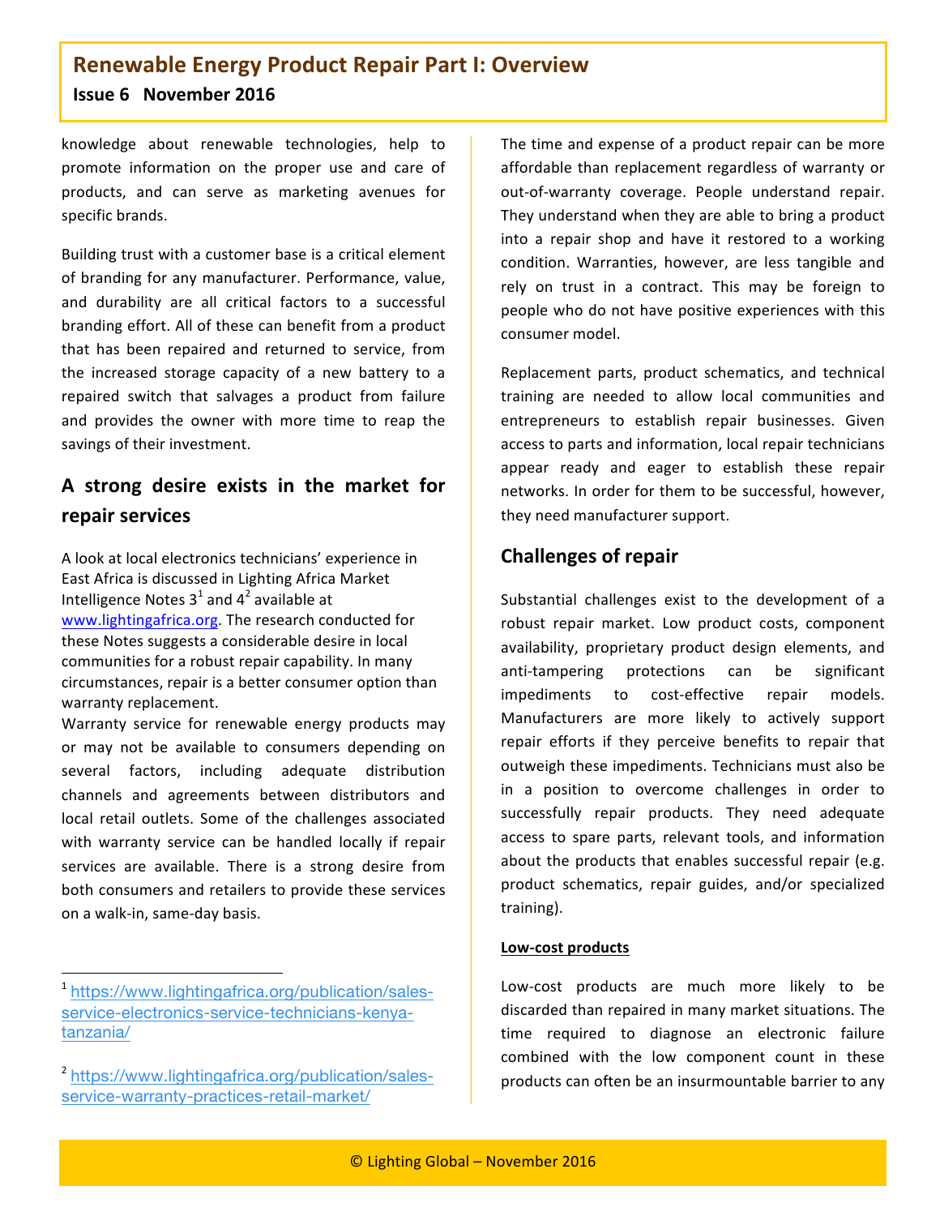knowledge about renewable technologies, help to promote information on the proper use and care of products, and can serve as marketing avenues for specific brands.

Building trust with a customer base is a critical element of branding for any manufacturer. Performance, value, and durability are all critical factors to a successful branding effort. All of these can benefit from a product that has been repaired and returned to service, from the increased storage capacity of a new battery to a repaired switch that salvages a product from failure and provides the owner with more time to reap the savings of their investment.

## A strong desire exists in the market for repair services

A look at local electronics technicians' experience in East Africa is discussed in Lighting Africa Market Intelligence Notes 3[1] and 4[2] available at www.lightingafrica.org. The research conducted for these Notes suggests a considerable desire in local communities for a robust repair capability. In many circumstances, repair is a better consumer option than warranty replacement.

Warranty service for renewable energy products may or may not be available to consumers depending on several factors, including adequate distribution channels and agreements between distributors and local retail outlets. Some of the challenges associated with warranty service can be handled locally if repair services are available. There is a strong desire from both consumers and retailers to provide these services on a walk-in, same-day basis.

The time and expense of a product repair can be more affordable than replacement regardless of warranty or out-of-warranty coverage. People understand repair. They understand when they are able to bring a product into a repair shop and have it restored to a working condition. Warranties, however, are less tangible and rely on trust in a contract. This may be foreign to people who do not have positive experiences with this consumer model.

Replacement parts, product schematics, and technical training are needed to allow local communities and entrepreneurs to establish repair businesses. Given access to parts and information, local repair technicians appear ready and eager to establish these repair networks. In order for them to be successful, however, they need manufacturer support.

## Challenges of repair

Substantial challenges exist to the development of a robust repair market. Low product costs, component availability, proprietary product design elements, and anti-tampering protections can be significant impediments to cost-effective repair models. Manufacturers are more likely to actively support repair efforts if they perceive benefits to repair that outweigh these impediments. Technicians must also be in a position to overcome challenges in order to successfully repair products. They need adequate access to spare parts, relevant tools, and information about the products that enables successful repair (e.g. product schematics, repair guides, and/or specialized training).

**Low-cost products**

Low-cost products are much more likely to be discarded than repaired in many market situations. The time required to diagnose an electronic failure combined with the low component count in these products can often be an insurmountable barrier to any

[1] https://www.lightingafrica.org/publication/sales-service-electronics-service-technicians-kenya-tanzania/

[2] https://www.lightingafrica.org/publication/sales-service-warranty-practices-retail-market/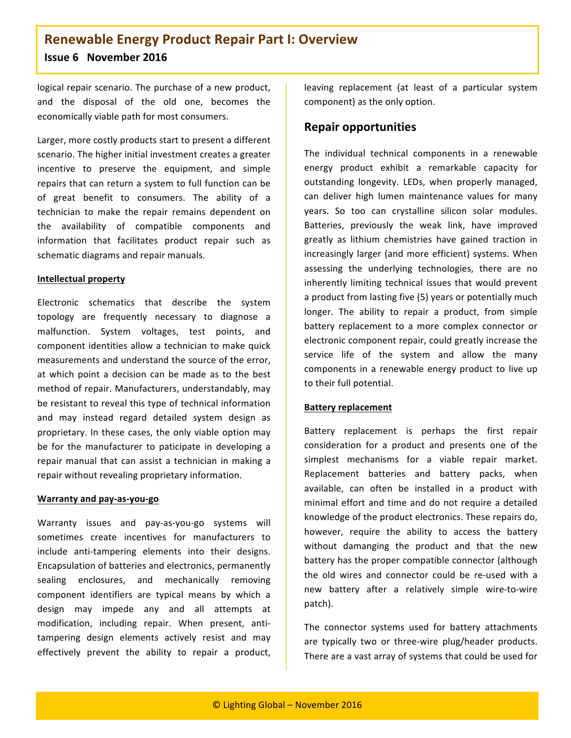logical repair scenario. The purchase of a new product, and the disposal of the old one, becomes the economically viable path for most consumers.

Larger, more costly products start to present a different scenario. The higher initial investment creates a greater incentive to preserve the equipment, and simple repairs that can return a system to full function can be of great benefit to consumers. The ability of a technician to make the repair remains dependent on the availability of compatible components and information that facilitates product repair such as schematic diagrams and repair manuals.

**Intellectual property**

Electronic schematics that describe the system topology are frequently necessary to diagnose a malfunction. System voltages, test points, and component identities allow a technician to make quick measurements and understand the source of the error, at which point a decision can be made as to the best method of repair. Manufacturers, understandably, may be resistant to reveal this type of technical information and may instead regard detailed system design as proprietary. In these cases, the only viable option may be for the manufacturer to paticipate in developing a repair manual that can assist a technician in making a repair without revealing proprietary information.

**Warranty and pay-as-you-go**

Warranty issues and pay-as-you-go systems will sometimes create incentives for manufacturers to include anti-tampering elements into their designs. Encapsulation of batteries and electronics, permanently sealing enclosures, and mechanically removing component identifiers are typical means by which a design may impede any and all attempts at modification, including repair. When present, anti-tampering design elements actively resist and may effectively prevent the ability to repair a product, leaving replacement (at least of a particular system component) as the only option.

## Repair opportunities

The individual technical components in a renewable energy product exhibit a remarkable capacity for outstanding longevity. LEDs, when properly managed, can deliver high lumen maintenance values for many years. So too can crystalline silicon solar modules. Batteries, previously the weak link, have improved greatly as lithium chemistries have gained traction in increasingly larger (and more efficient) systems. When assessing the underlying technologies, there are no inherently limiting technical issues that would prevent a product from lasting five (5) years or potentially much longer. The ability to repair a product, from simple battery replacement to a more complex connector or electronic component repair, could greatly increase the service life of the system and allow the many components in a renewable energy product to live up to their full potential.

**Battery replacement**

Battery replacement is perhaps the first repair consideration for a product and presents one of the simplest mechanisms for a viable repair market. Replacement batteries and battery packs, when available, can often be installed in a product with minimal effort and time and do not require a detailed knowledge of the product electronics. These repairs do, however, require the ability to access the battery without damanging the product and that the new battery has the proper compatible connector (although the old wires and connector could be re-used with a new battery after a relatively simple wire-to-wire patch).

The connector systems used for battery attachments are typically two or three-wire plug/header products. There are a vast array of systems that could be used for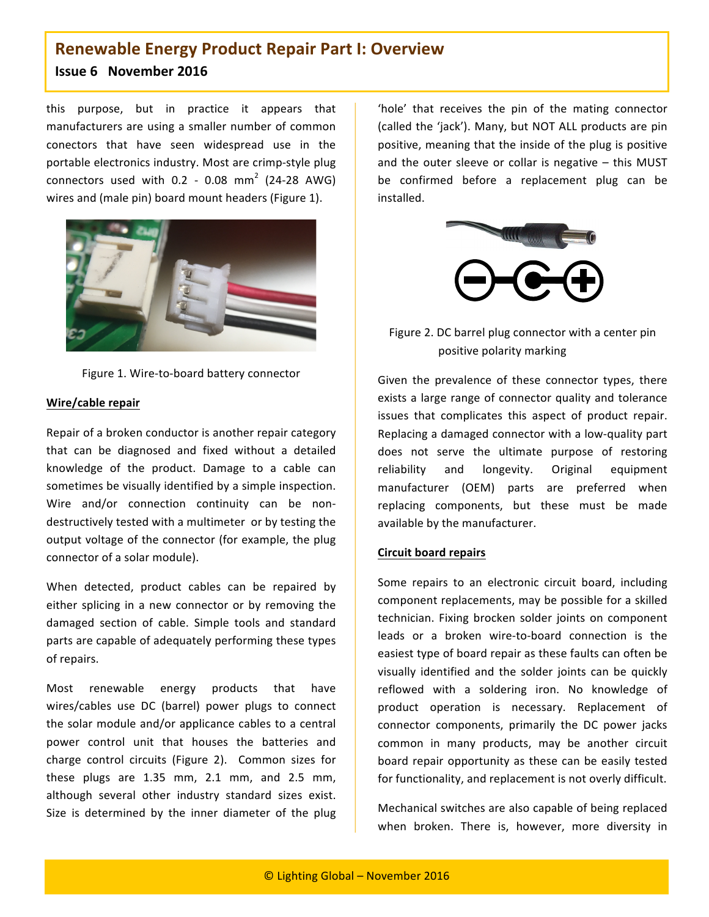this purpose, but in practice it appears that manufacturers are using a smaller number of common conectors that have seen widespread use in the portable electronics industry. Most are crimp-style plug connectors used with 0.2 - 0.08 $mm^2$ (24-28 AWG) wires and (male pin) board mount headers (Figure 1).

Figure 1. Wire-to-board battery connector

**Wire/cable repair**

Repair of a broken conductor is another repair category that can be diagnosed and fixed without a detailed knowledge of the product. Damage to a cable can sometimes be visually identified by a simple inspection. Wire and/or connection continuity can be non-destructively tested with a multimeter or by testing the output voltage of the connector (for example, the plug connector of a solar module).

When detected, product cables can be repaired by either splicing in a new connector or by removing the damaged section of cable. Simple tools and standard parts are capable of adequately performing these types of repairs.

Most renewable energy products that have wires/cables use DC (barrel) power plugs to connect the solar module and/or applicance cables to a central power control unit that houses the batteries and charge control circuits (Figure 2). Common sizes for these plugs are 1.35 mm, 2.1 mm, and 2.5 mm, although several other industry standard sizes exist. Size is determined by the inner diameter of the plug 'hole' that receives the pin of the mating connector (called the 'jack'). Many, but NOT ALL products are pin positive, meaning that the inside of the plug is positive and the outer sleeve or collar is negative – this MUST be confirmed before a replacement plug can be installed.

Figure 2. DC barrel plug connector with a center pin positive polarity marking

Given the prevalence of these connector types, there exists a large range of connector quality and tolerance issues that complicates this aspect of product repair. Replacing a damaged connector with a low-quality part does not serve the ultimate purpose of restoring reliability and longevity. Original equipment manufacturer (OEM) parts are preferred when replacing components, but these must be made available by the manufacturer.

**Circuit board repairs**

Some repairs to an electronic circuit board, including component replacements, may be possible for a skilled technician. Fixing brocken solder joints on component leads or a broken wire-to-board connection is the easiest type of board repair as these faults can often be visually identified and the solder joints can be quickly reflowed with a soldering iron. No knowledge of product operation is necessary. Replacement of connector components, primarily the DC power jacks common in many products, may be another circuit board repair opportunity as these can be easily tested for functionality, and replacement is not overly difficult.

Mechanical switches are also capable of being replaced when broken. There is, however, more diversity in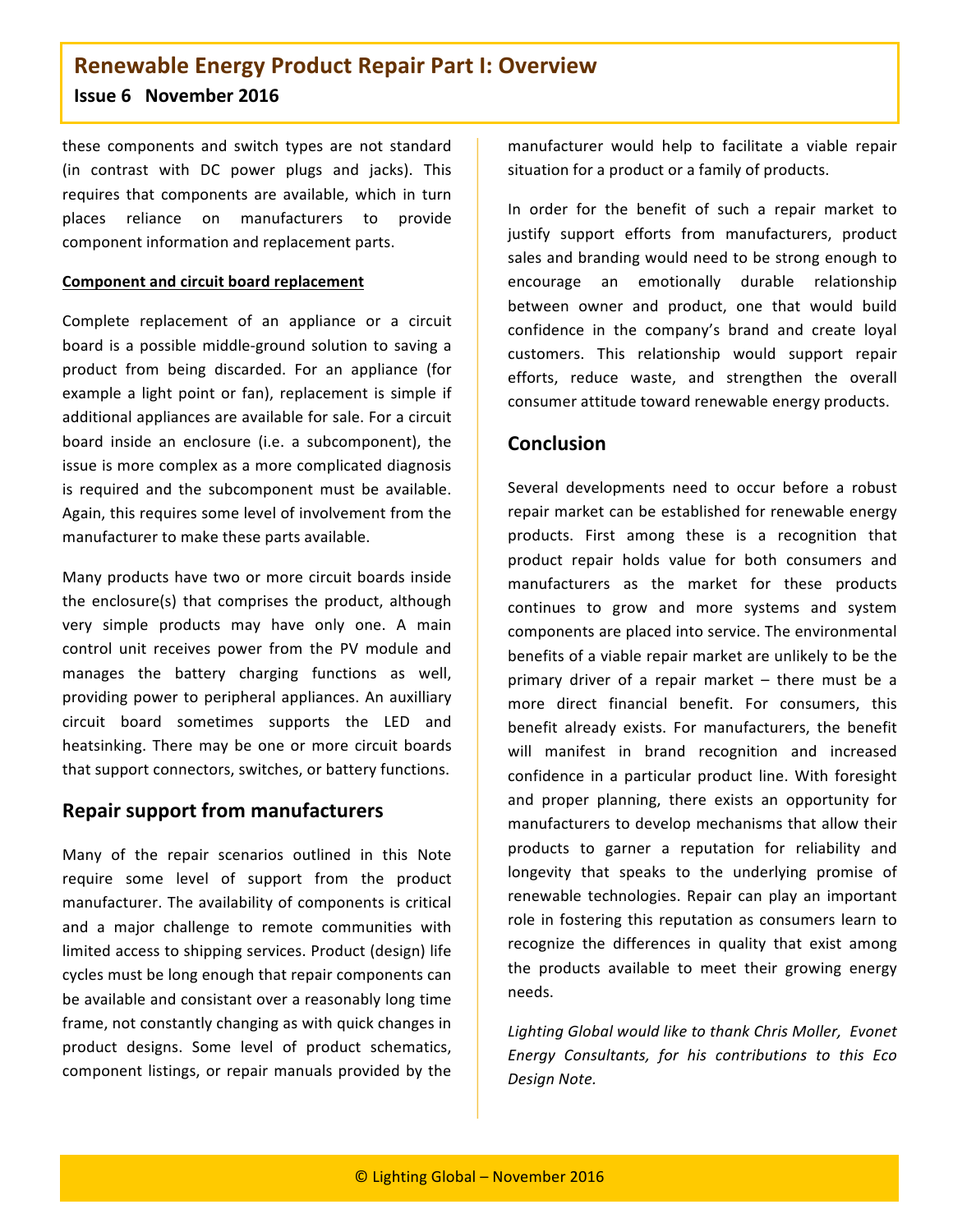these components and switch types are not standard (in contrast with DC power plugs and jacks). This requires that components are available, which in turn places reliance on manufacturers to provide component information and replacement parts.

**Component and circuit board replacement**

Complete replacement of an appliance or a circuit board is a possible middle-ground solution to saving a product from being discarded. For an appliance (for example a light point or fan), replacement is simple if additional appliances are available for sale. For a circuit board inside an enclosure (i.e. a subcomponent), the issue is more complex as a more complicated diagnosis is required and the subcomponent must be available. Again, this requires some level of involvement from the manufacturer to make these parts available.

Many products have two or more circuit boards inside the enclosure(s) that comprises the product, although very simple products may have only one. A main control unit receives power from the PV module and manages the battery charging functions as well, providing power to peripheral appliances. An auxilliary circuit board sometimes supports the LED and heatsinking. There may be one or more circuit boards that support connectors, switches, or battery functions.

## Repair support from manufacturers

Many of the repair scenarios outlined in this Note require some level of support from the product manufacturer. The availability of components is critical and a major challenge to remote communities with limited access to shipping services. Product (design) life cycles must be long enough that repair components can be available and consistant over a reasonably long time frame, not constantly changing as with quick changes in product designs. Some level of product schematics, component listings, or repair manuals provided by the manufacturer would help to facilitate a viable repair situation for a product or a family of products.

In order for the benefit of such a repair market to justify support efforts from manufacturers, product sales and branding would need to be strong enough to encourage an emotionally durable relationship between owner and product, one that would build confidence in the company's brand and create loyal customers. This relationship would support repair efforts, reduce waste, and strengthen the overall consumer attitude toward renewable energy products.

## Conclusion

Several developments need to occur before a robust repair market can be established for renewable energy products. First among these is a recognition that product repair holds value for both consumers and manufacturers as the market for these products continues to grow and more systems and system components are placed into service. The environmental benefits of a viable repair market are unlikely to be the primary driver of a repair market – there must be a more direct financial benefit. For consumers, this benefit already exists. For manufacturers, the benefit will manifest in brand recognition and increased confidence in a particular product line. With foresight and proper planning, there exists an opportunity for manufacturers to develop mechanisms that allow their products to garner a reputation for reliability and longevity that speaks to the underlying promise of renewable technologies. Repair can play an important role in fostering this reputation as consumers learn to recognize the differences in quality that exist among the products available to meet their growing energy needs.

*Lighting Global would like to thank Chris Moller, Evonet Energy Consultants, for his contributions to this Eco Design Note.*